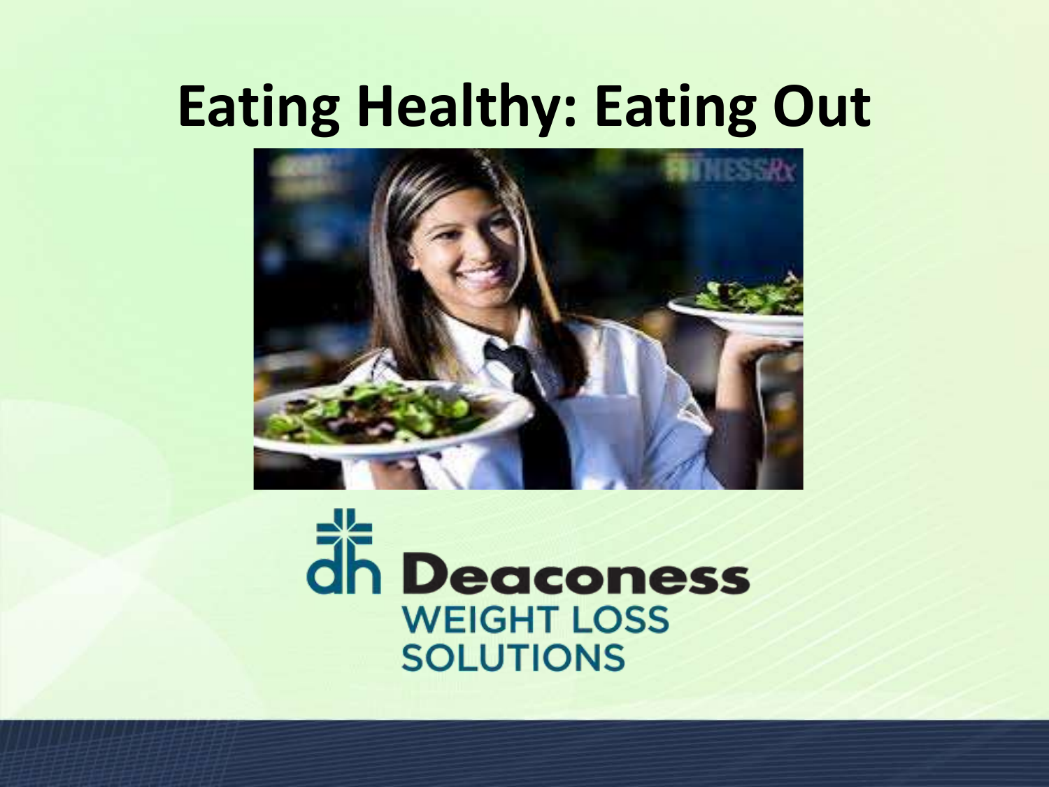# Eating Healthy: Eating Out

Deaconess
WEIGHT LOSS
SOLUTIONS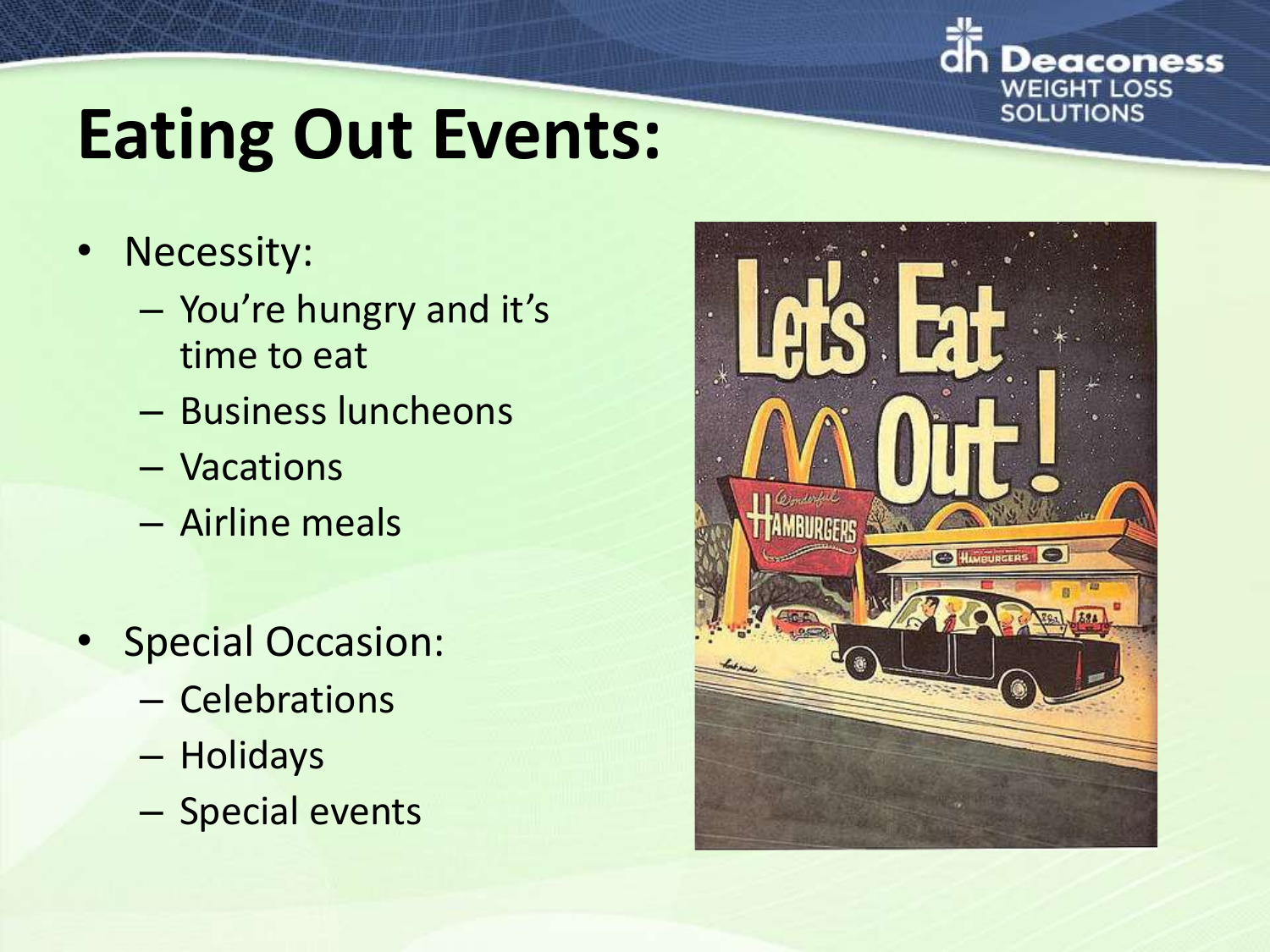# Eating Out Events:

- Necessity:
  - You're hungry and it's time to eat
  - Business luncheons
  - Vacations
  - Airline meals

- Special Occasion:
  - Celebrations
  - Holidays
  - Special events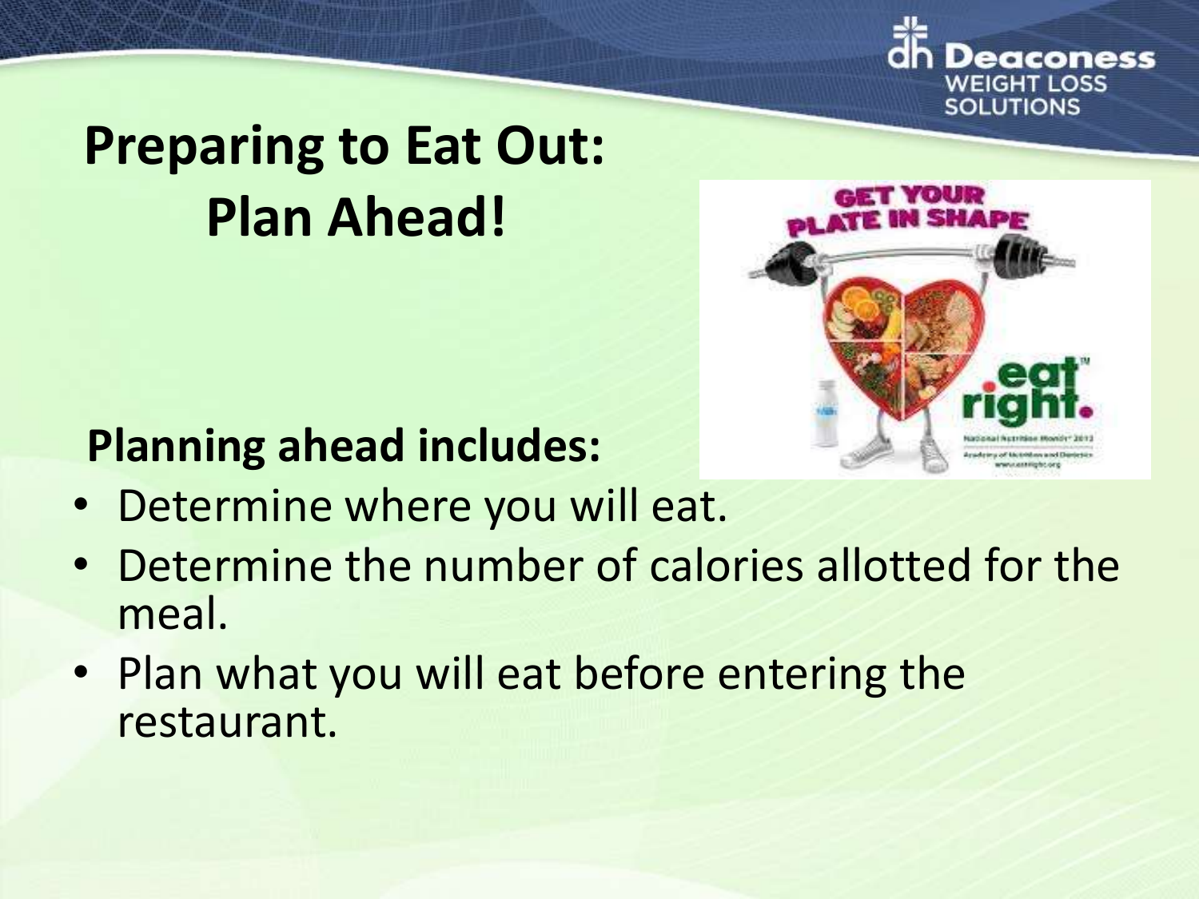# Preparing to Eat Out: Plan Ahead!

**Planning ahead includes:**

- Determine where you will eat.
- Determine the number of calories allotted for the meal.
- Plan what you will eat before entering the restaurant.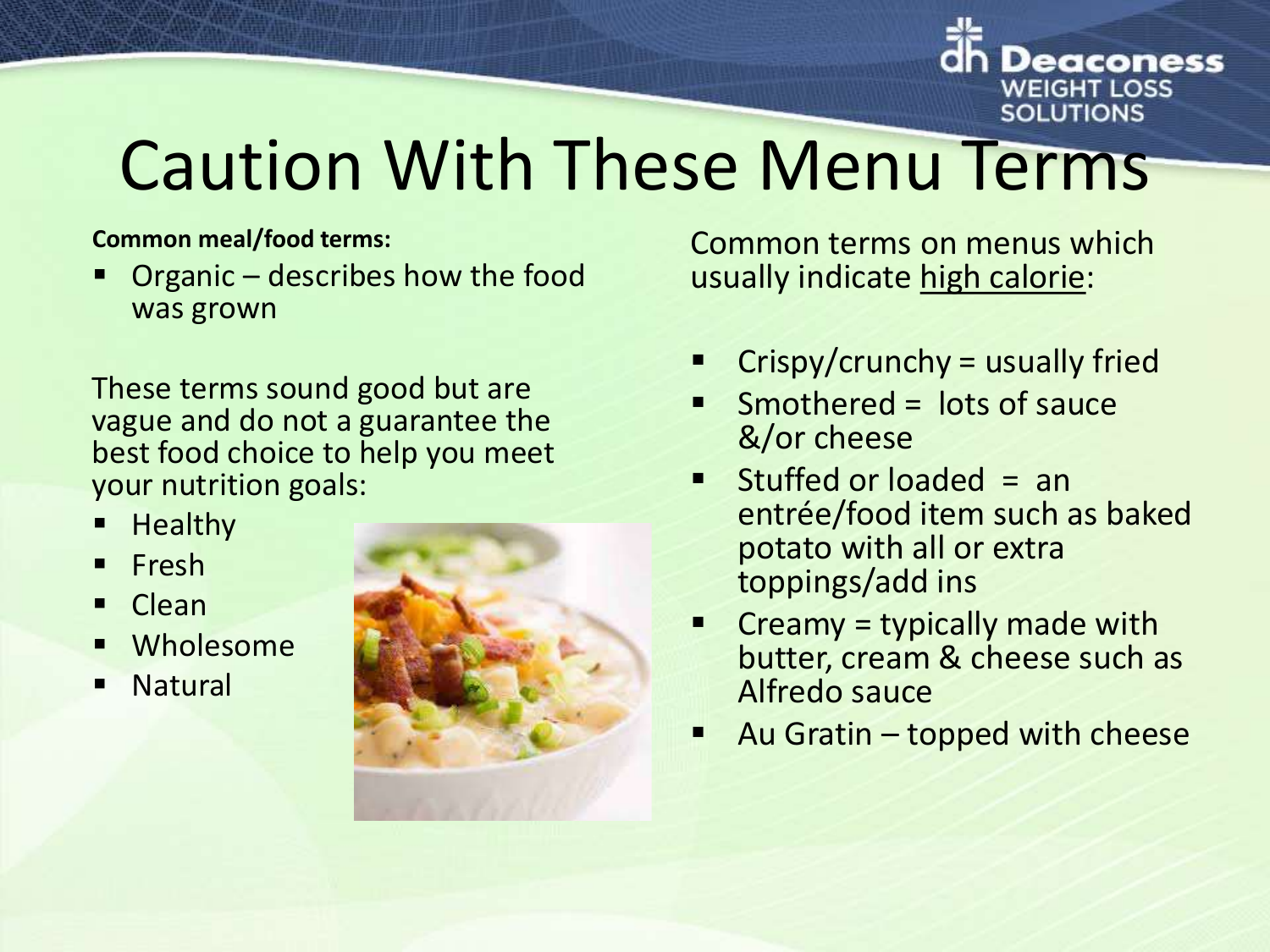# Caution With These Menu Terms

**Common meal/food terms:**

- Organic – describes how the food was grown

These terms sound good but are vague and do not a guarantee the best food choice to help you meet your nutrition goals:

- Healthy
- Fresh
- Clean
- Wholesome
- Natural

Common terms on menus which usually indicate high calorie:

- Crispy/crunchy = usually fried
- Smothered = lots of sauce &/or cheese
- Stuffed or loaded = an entrée/food item such as baked potato with all or extra toppings/add ins
- Creamy = typically made with butter, cream & cheese such as Alfredo sauce
- Au Gratin – topped with cheese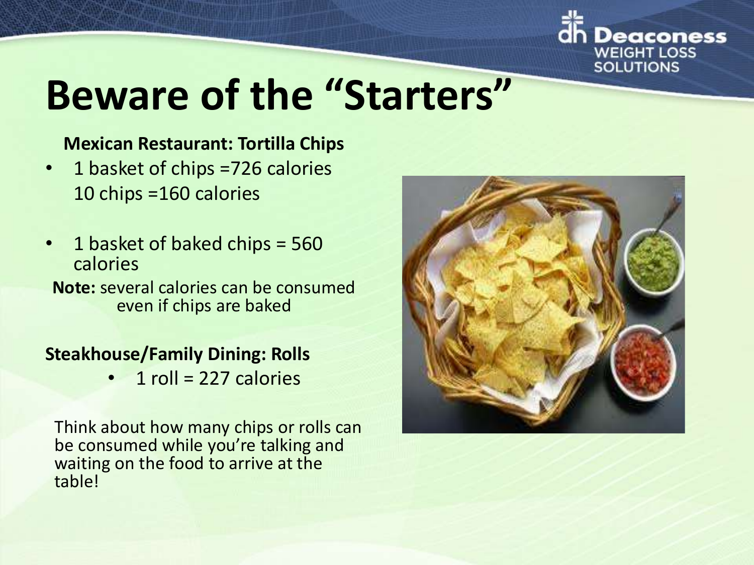# Beware of the "Starters"

**Mexican Restaurant: Tortilla Chips**

- 1 basket of chips =726 calories
  10 chips =160 calories
- 1 basket of baked chips = 560 calories

**Note:** several calories can be consumed even if chips are baked

**Steakhouse/Family Dining: Rolls**

- 1 roll = 227 calories

Think about how many chips or rolls can be consumed while you're talking and waiting on the food to arrive at the table!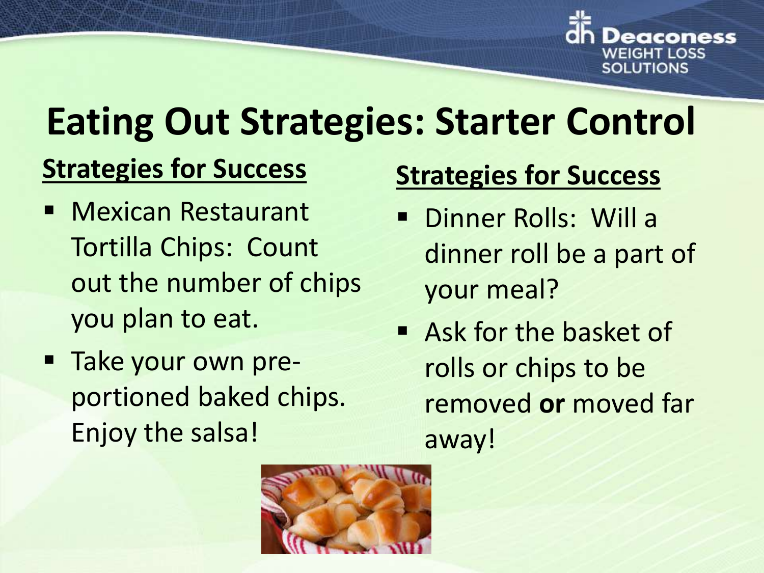# Eating Out Strategies: Starter Control

**Strategies for Success**

- Mexican Restaurant Tortilla Chips: Count out the number of chips you plan to eat.
- Take your own pre-portioned baked chips. Enjoy the salsa!

**Strategies for Success**

- Dinner Rolls: Will a dinner roll be a part of your meal?
- Ask for the basket of rolls or chips to be removed **or** moved far away!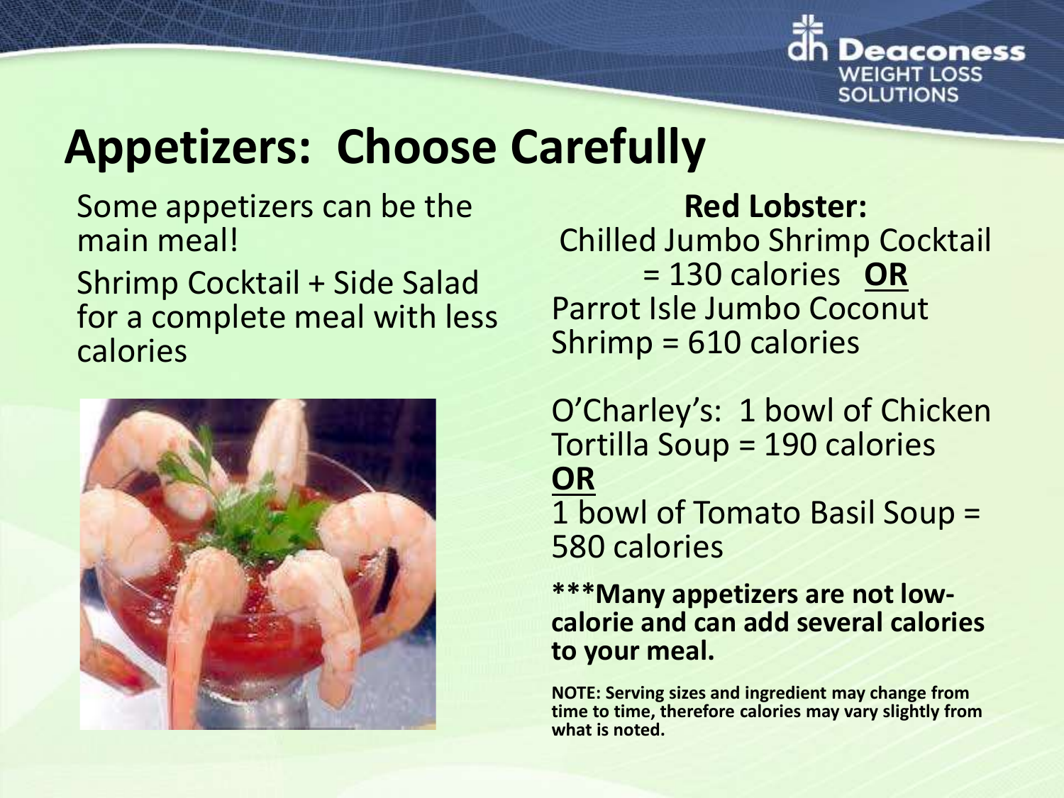# Appetizers: Choose Carefully

Some appetizers can be the main meal!

Shrimp Cocktail + Side Salad for a complete meal with less calories

**Red Lobster:**

Chilled Jumbo Shrimp Cocktail = 130 calories **OR**

Parrot Isle Jumbo Coconut Shrimp = 610 calories

O'Charley's: 1 bowl of Chicken Tortilla Soup = 190 calories

**OR**

1 bowl of Tomato Basil Soup = 580 calories

**\*\*\*Many appetizers are not low-calorie and can add several calories to your meal.**

**NOTE: Serving sizes and ingredient may change from time to time, therefore calories may vary slightly from what is noted.**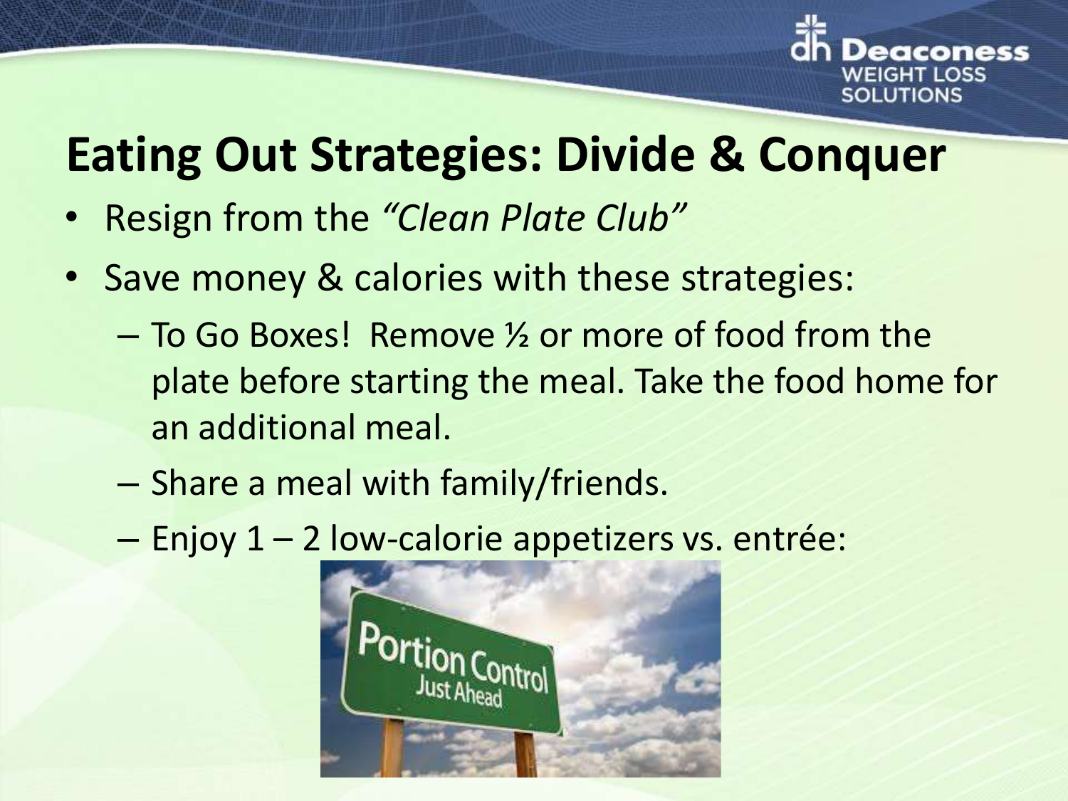# Eating Out Strategies: Divide & Conquer

- Resign from the *"Clean Plate Club"*
- Save money & calories with these strategies:
  - To Go Boxes! Remove ½ or more of food from the plate before starting the meal. Take the food home for an additional meal.
  - Share a meal with family/friends.
  - Enjoy 1 – 2 low-calorie appetizers vs. entrée: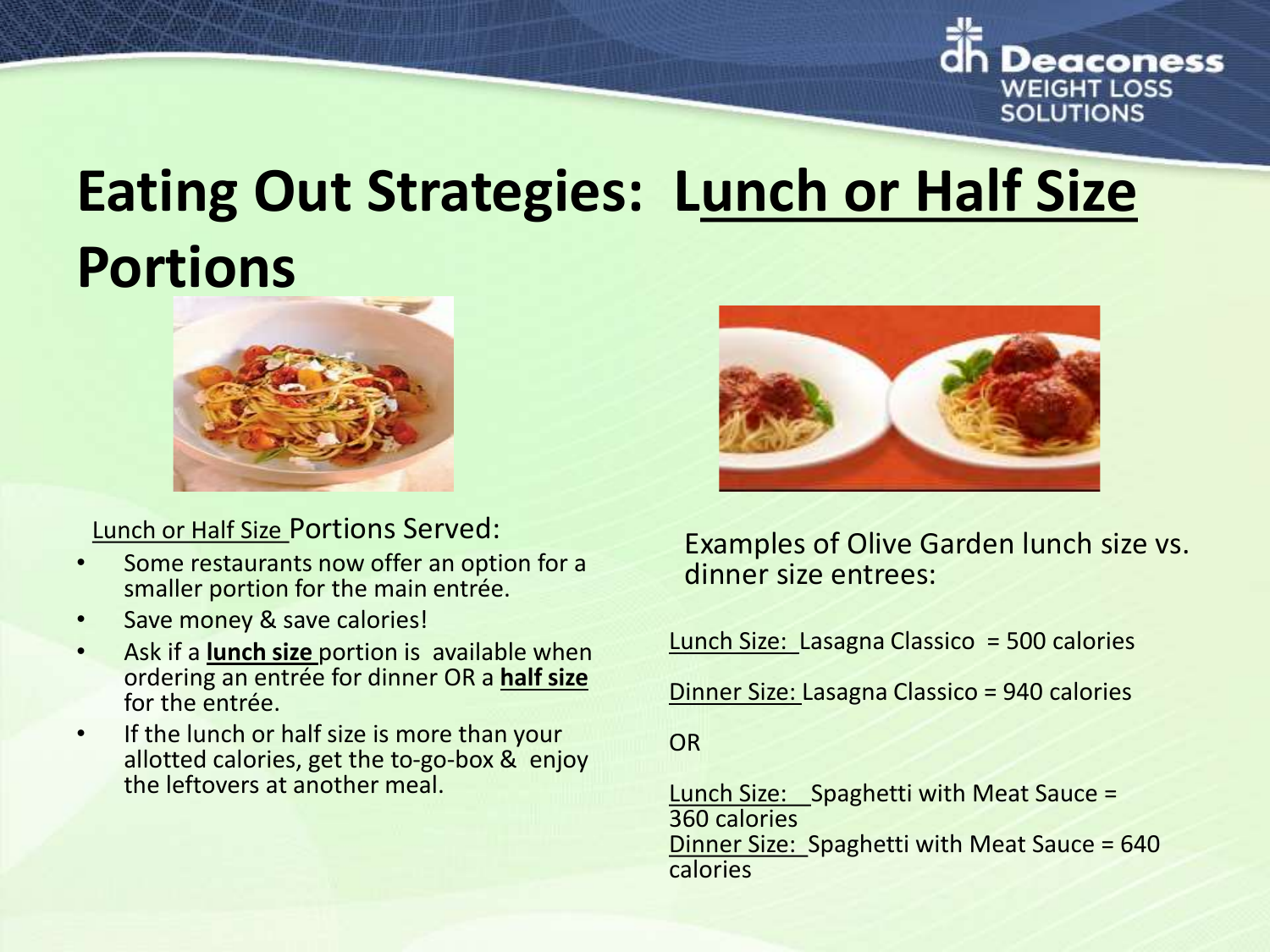# Eating Out Strategies: Lunch or Half Size Portions

Lunch or Half Size Portions Served:

- Some restaurants now offer an option for a smaller portion for the main entrée.
- Save money & save calories!
- Ask if a **lunch size** portion is available when ordering an entrée for dinner OR a **half size** for the entrée.
- If the lunch or half size is more than your allotted calories, get the to-go-box & enjoy the leftovers at another meal.

Examples of Olive Garden lunch size vs. dinner size entrees:

Lunch Size: Lasagna Classico = 500 calories

Dinner Size: Lasagna Classico = 940 calories

OR

Lunch Size: Spaghetti with Meat Sauce = 360 calories
Dinner Size: Spaghetti with Meat Sauce = 640 calories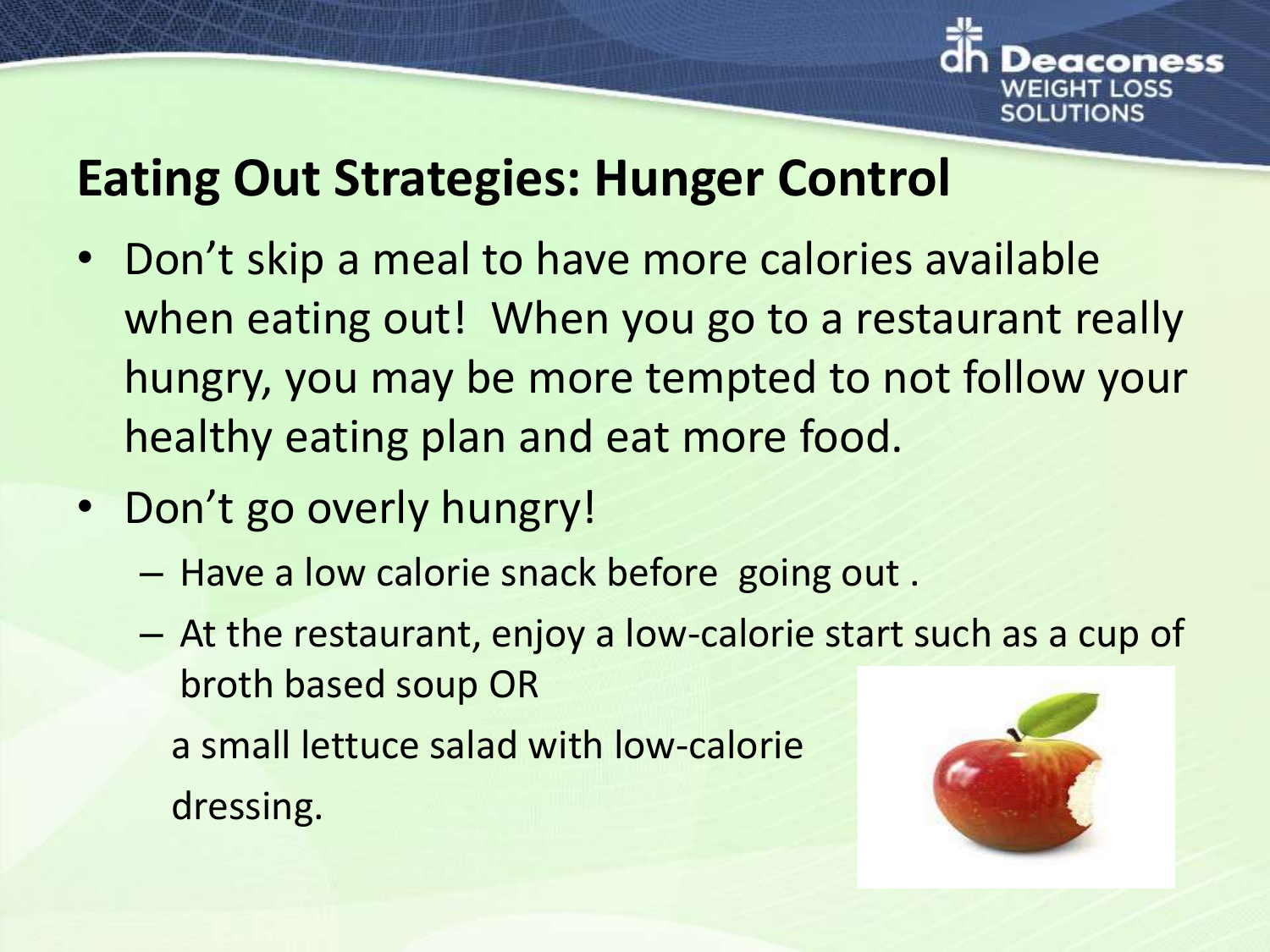## Eating Out Strategies: Hunger Control

- Don't skip a meal to have more calories available when eating out! When you go to a restaurant really hungry, you may be more tempted to not follow your healthy eating plan and eat more food.
- Don't go overly hungry!
  - Have a low calorie snack before going out .
  - At the restaurant, enjoy a low-calorie start such as a cup of broth based soup OR
    a small lettuce salad with low-calorie dressing.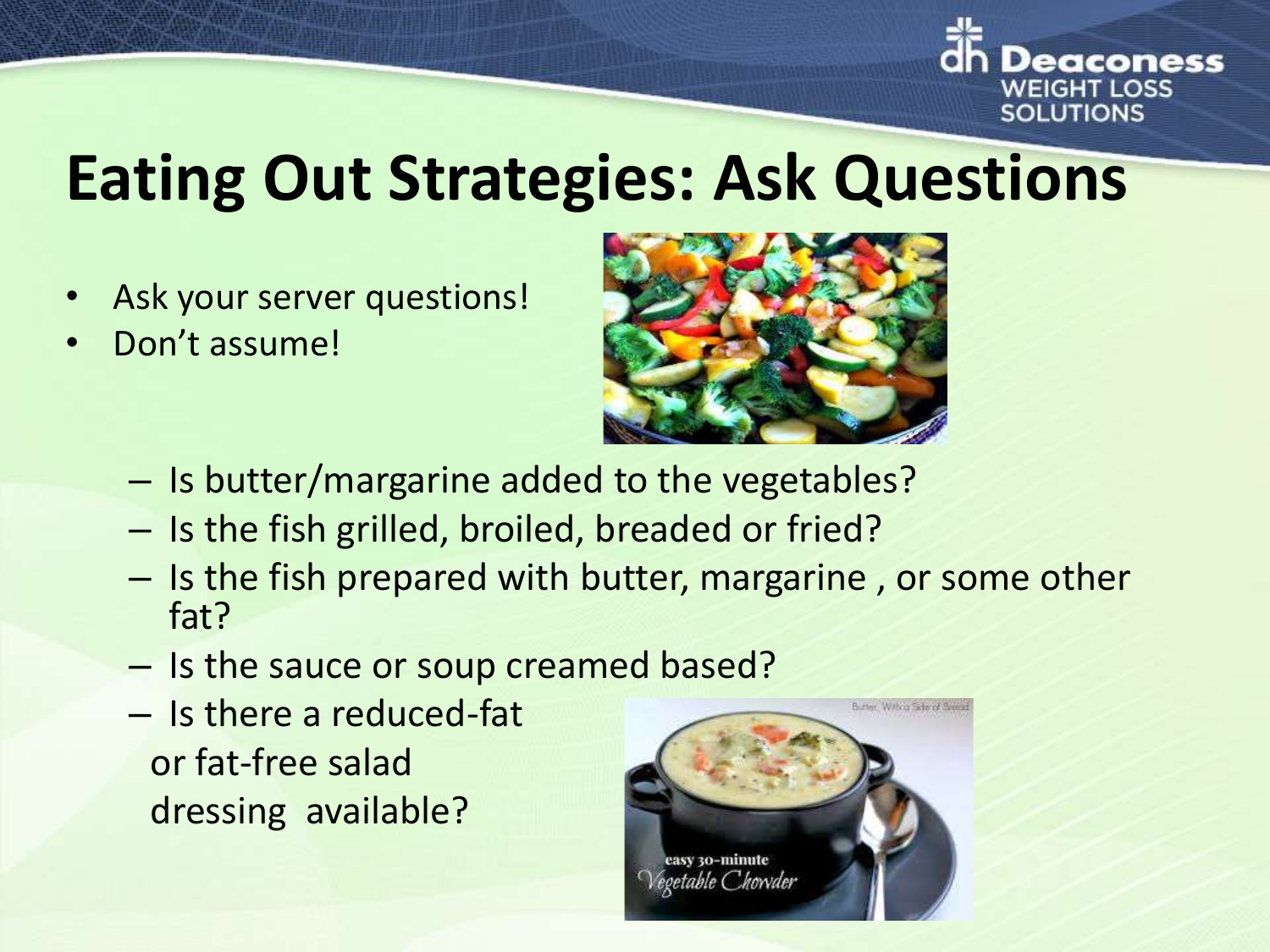# Eating Out Strategies: Ask Questions

- Ask your server questions!
- Don't assume!
  - Is butter/margarine added to the vegetables?
  - Is the fish grilled, broiled, breaded or fried?
  - Is the fish prepared with butter, margarine , or some other fat?
  - Is the sauce or soup creamed based?
  - Is there a reduced-fat or fat-free salad dressing available?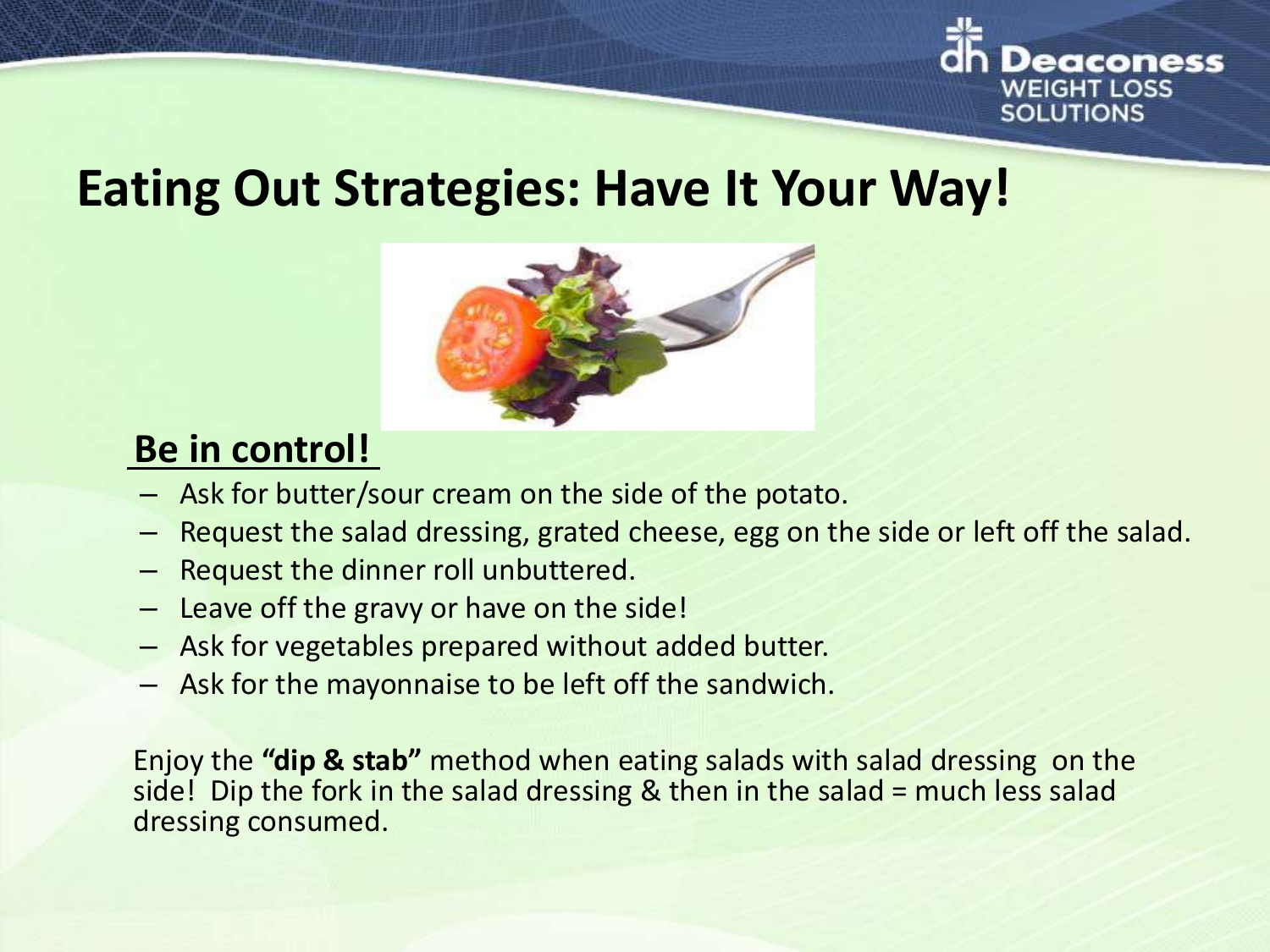# Eating Out Strategies: Have It Your Way!

## Be in control!

- Ask for butter/sour cream on the side of the potato.
- Request the salad dressing, grated cheese, egg on the side or left off the salad.
- Request the dinner roll unbuttered.
- Leave off the gravy or have on the side!
- Ask for vegetables prepared without added butter.
- Ask for the mayonnaise to be left off the sandwich.

Enjoy the **"dip & stab"** method when eating salads with salad dressing on the side! Dip the fork in the salad dressing & then in the salad = much less salad dressing consumed.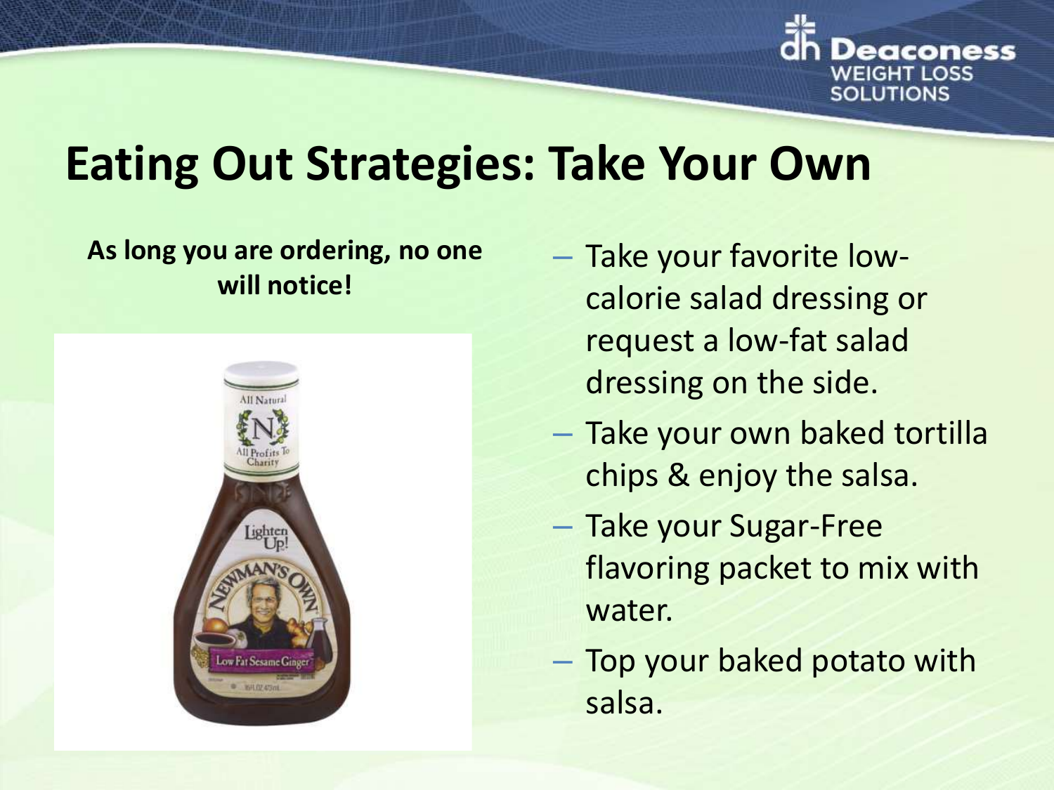# Eating Out Strategies: Take Your Own

**As long you are ordering, no one will notice!**

- Take your favorite low-calorie salad dressing or request a low-fat salad dressing on the side.
- Take your own baked tortilla chips & enjoy the salsa.
- Take your Sugar-Free flavoring packet to mix with water.
- Top your baked potato with salsa.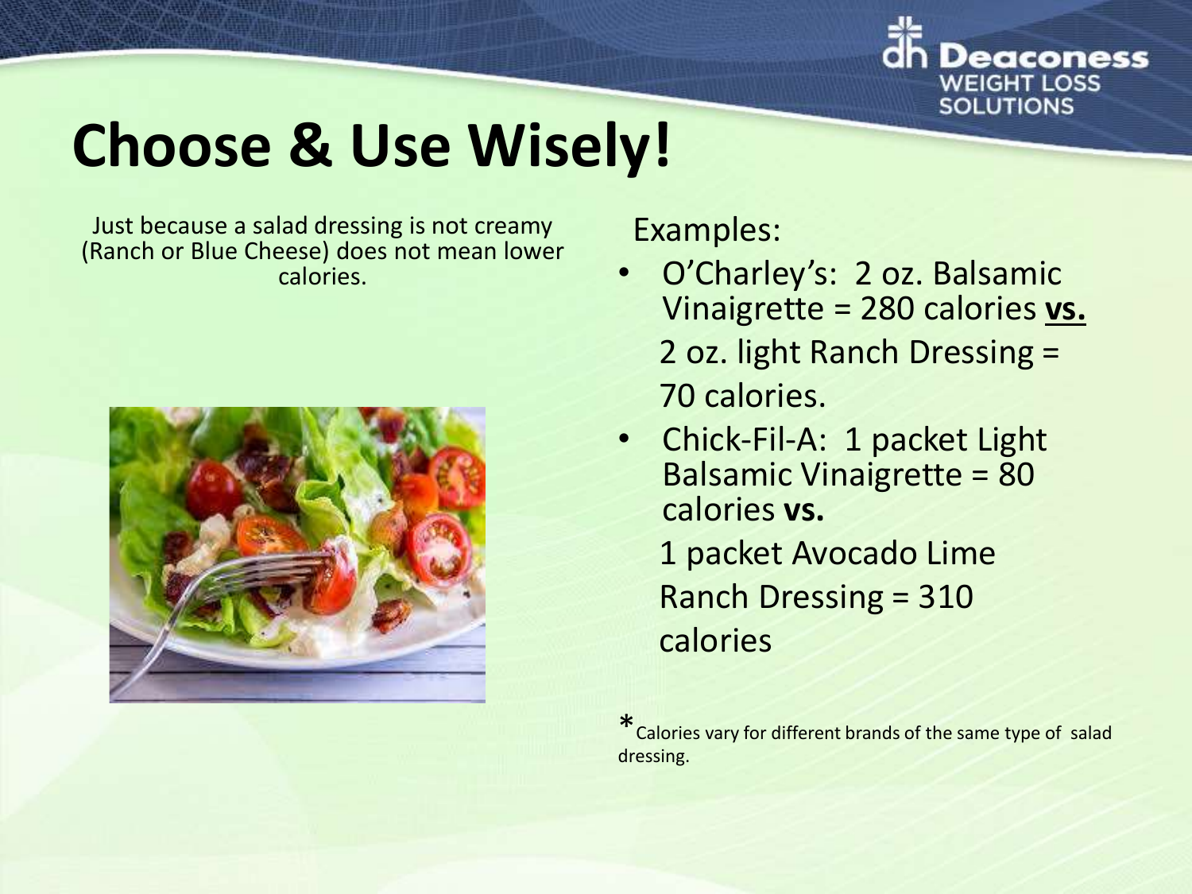# Choose & Use Wisely!

Just because a salad dressing is not creamy (Ranch or Blue Cheese) does not mean lower calories.

Examples:

- O'Charley's: 2 oz. Balsamic Vinaigrette = 280 calories **vs.**

  2 oz. light Ranch Dressing = 70 calories.

- Chick-Fil-A: 1 packet Light Balsamic Vinaigrette = 80 calories **vs.**

  1 packet Avocado Lime Ranch Dressing = 310 calories

*Calories vary for different brands of the same type of salad dressing.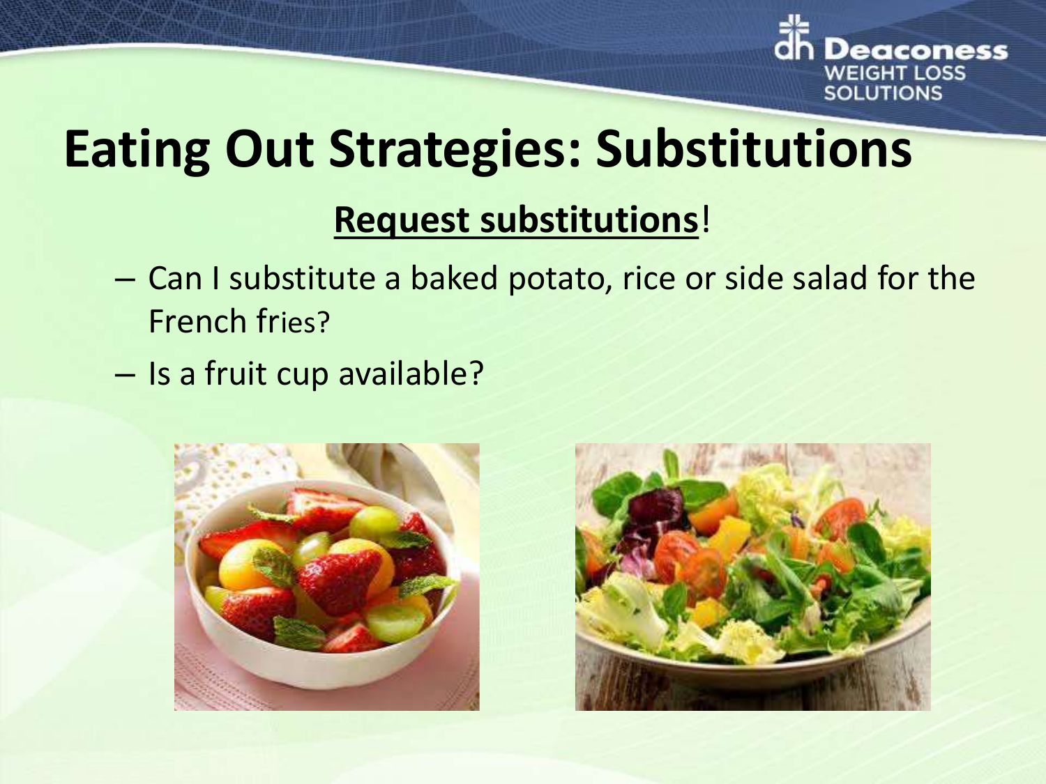# Eating Out Strategies: Substitutions

**Request substitutions**!

- Can I substitute a baked potato, rice or side salad for the French fries?
- Is a fruit cup available?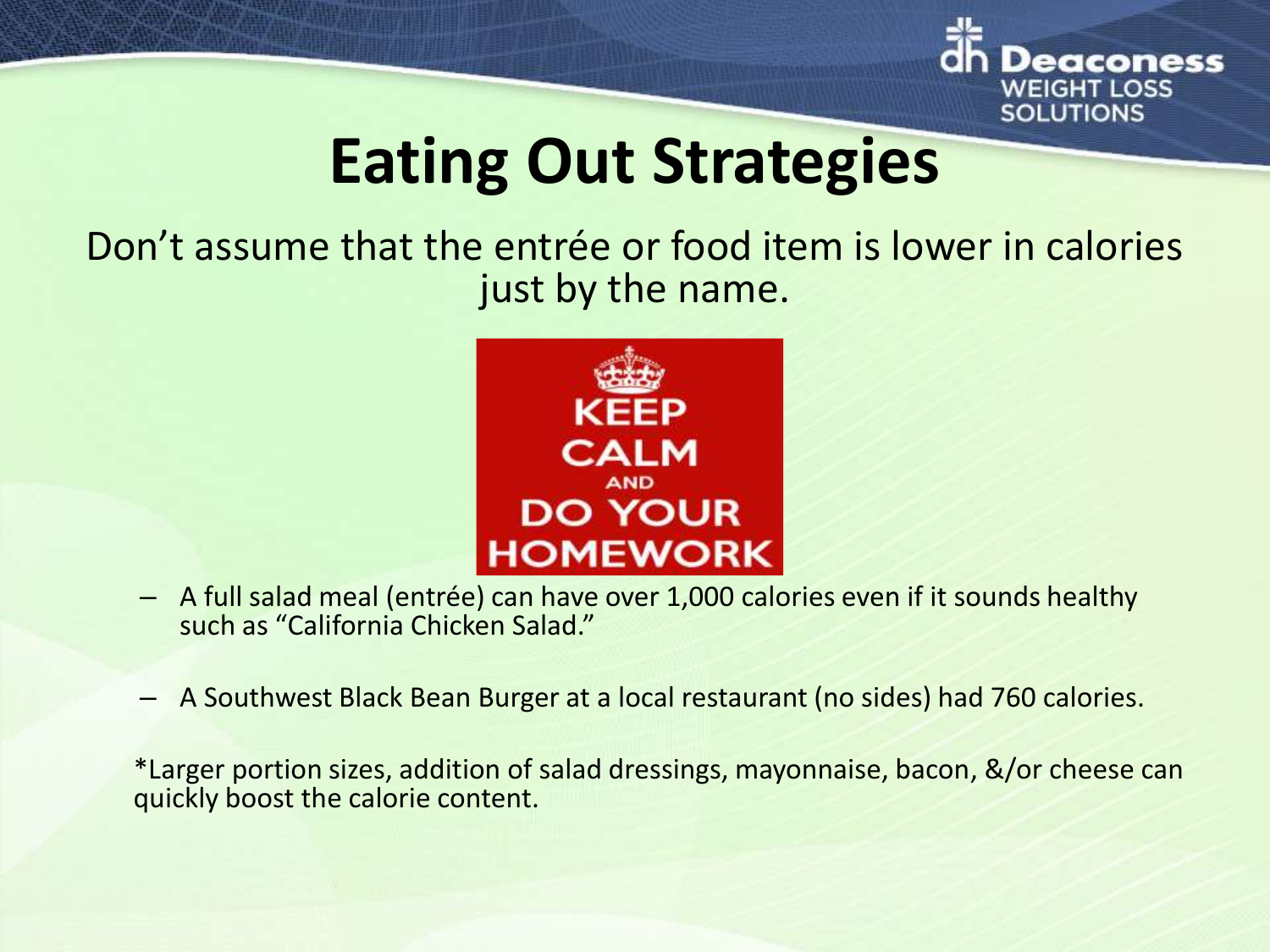# Eating Out Strategies

Don't assume that the entrée or food item is lower in calories just by the name.

KEEP CALM AND DO YOUR HOMEWORK

- A full salad meal (entrée) can have over 1,000 calories even if it sounds healthy such as "California Chicken Salad."
- A Southwest Black Bean Burger at a local restaurant (no sides) had 760 calories.

*Larger portion sizes, addition of salad dressings, mayonnaise, bacon, &/or cheese can quickly boost the calorie content.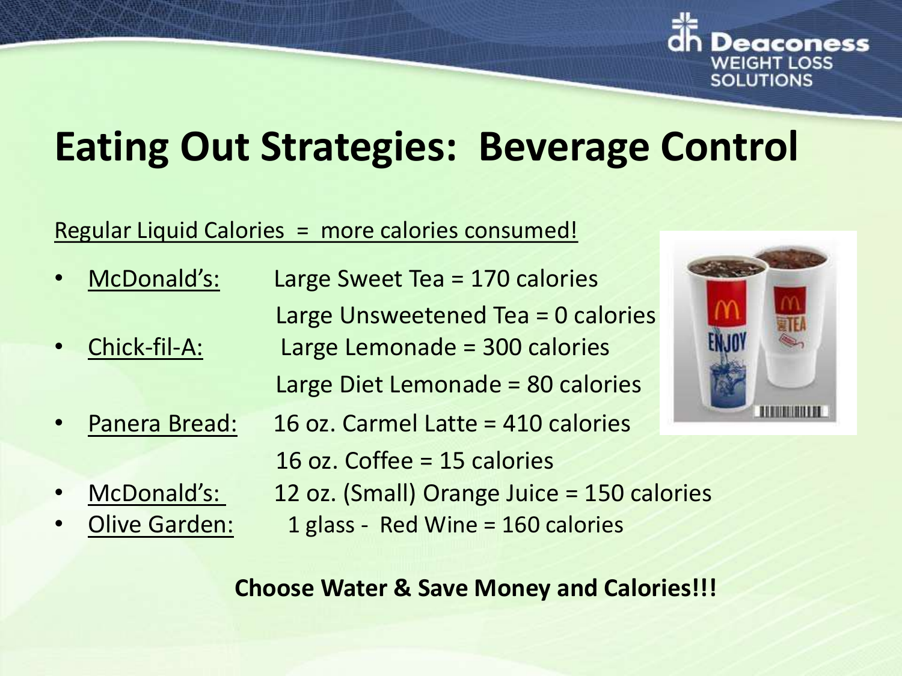# Eating Out Strategies: Beverage Control

Regular Liquid Calories = more calories consumed!

- McDonald's: Large Sweet Tea = 170 calories
  Large Unsweetened Tea = 0 calories
- Chick-fil-A: Large Lemonade = 300 calories
  Large Diet Lemonade = 80 calories
- Panera Bread: 16 oz. Carmel Latte = 410 calories
  16 oz. Coffee = 15 calories
- McDonald's: 12 oz. (Small) Orange Juice = 150 calories
- Olive Garden: 1 glass - Red Wine = 160 calories

**Choose Water & Save Money and Calories!!!**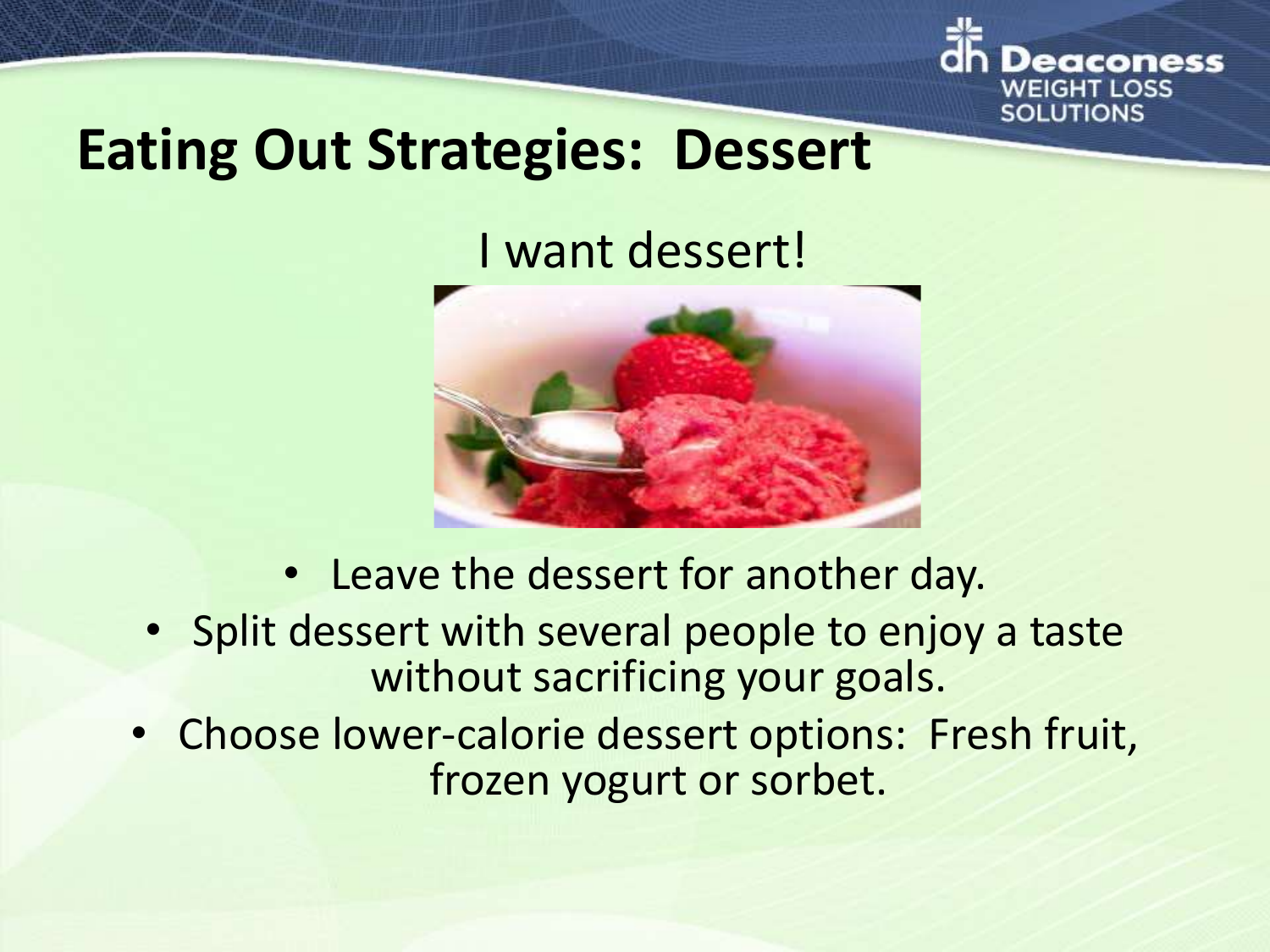# Eating Out Strategies: Dessert

I want dessert!

- Leave the dessert for another day.
- Split dessert with several people to enjoy a taste without sacrificing your goals.
- Choose lower-calorie dessert options: Fresh fruit, frozen yogurt or sorbet.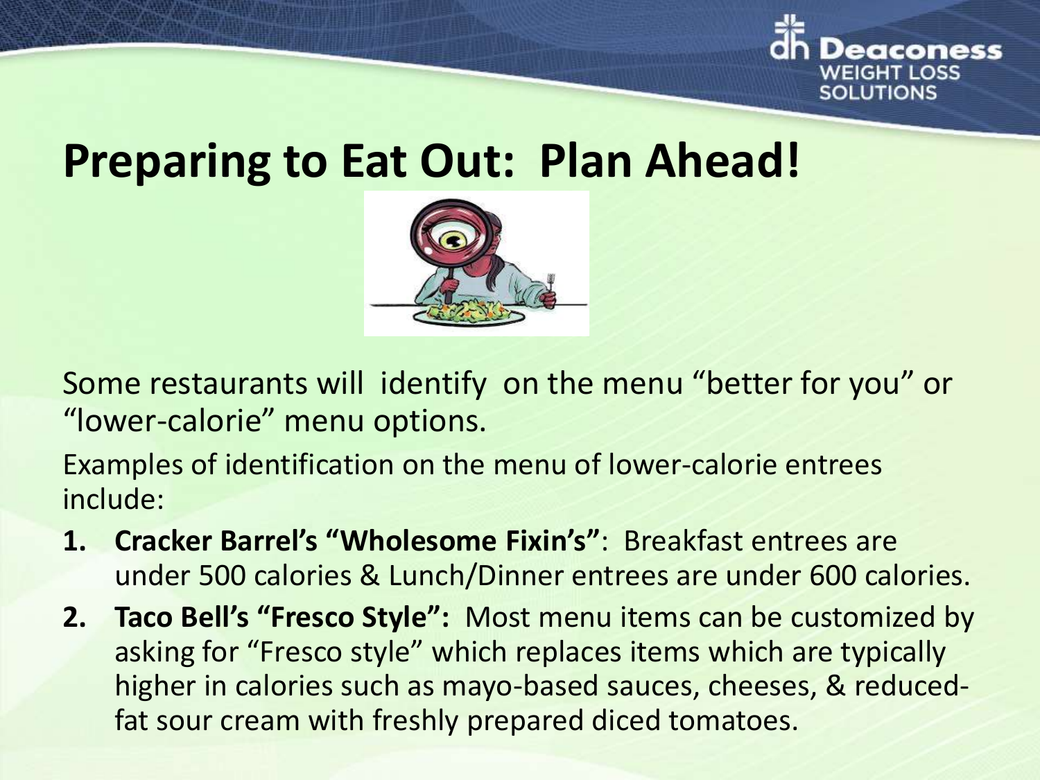# Preparing to Eat Out: Plan Ahead!

Some restaurants will identify on the menu "better for you" or "lower-calorie" menu options.

Examples of identification on the menu of lower-calorie entrees include:

1. **Cracker Barrel's "Wholesome Fixin's"**: Breakfast entrees are under 500 calories & Lunch/Dinner entrees are under 600 calories.
2. **Taco Bell's "Fresco Style":** Most menu items can be customized by asking for "Fresco style" which replaces items which are typically higher in calories such as mayo-based sauces, cheeses, & reduced-fat sour cream with freshly prepared diced tomatoes.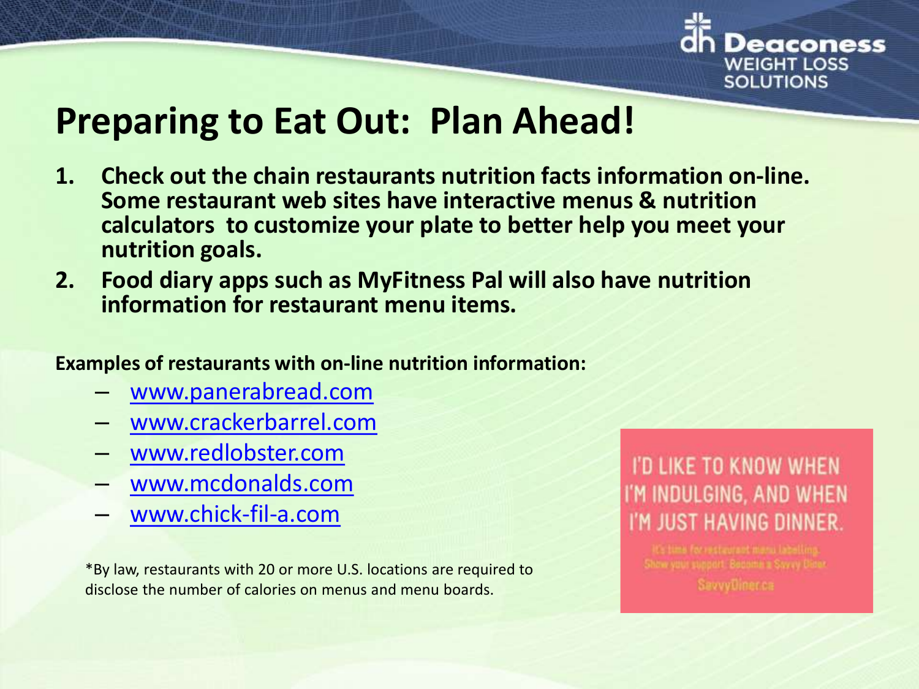# Preparing to Eat Out: Plan Ahead!

1. **Check out the chain restaurants nutrition facts information on-line. Some restaurant web sites have interactive menus & nutrition calculators to customize your plate to better help you meet your nutrition goals.**
2. **Food diary apps such as MyFitness Pal will also have nutrition information for restaurant menu items.**

**Examples of restaurants with on-line nutrition information:**

- www.panerabread.com
- www.crackerbarrel.com
- www.redlobster.com
- www.mcdonalds.com
- www.chick-fil-a.com

*By law, restaurants with 20 or more U.S. locations are required to disclose the number of calories on menus and menu boards.

I'D LIKE TO KNOW WHEN I'M INDULGING, AND WHEN I'M JUST HAVING DINNER.

It's time for restaurant menu labelling. Show your support. Become a Savvy Diner.

SavvyDiner.ca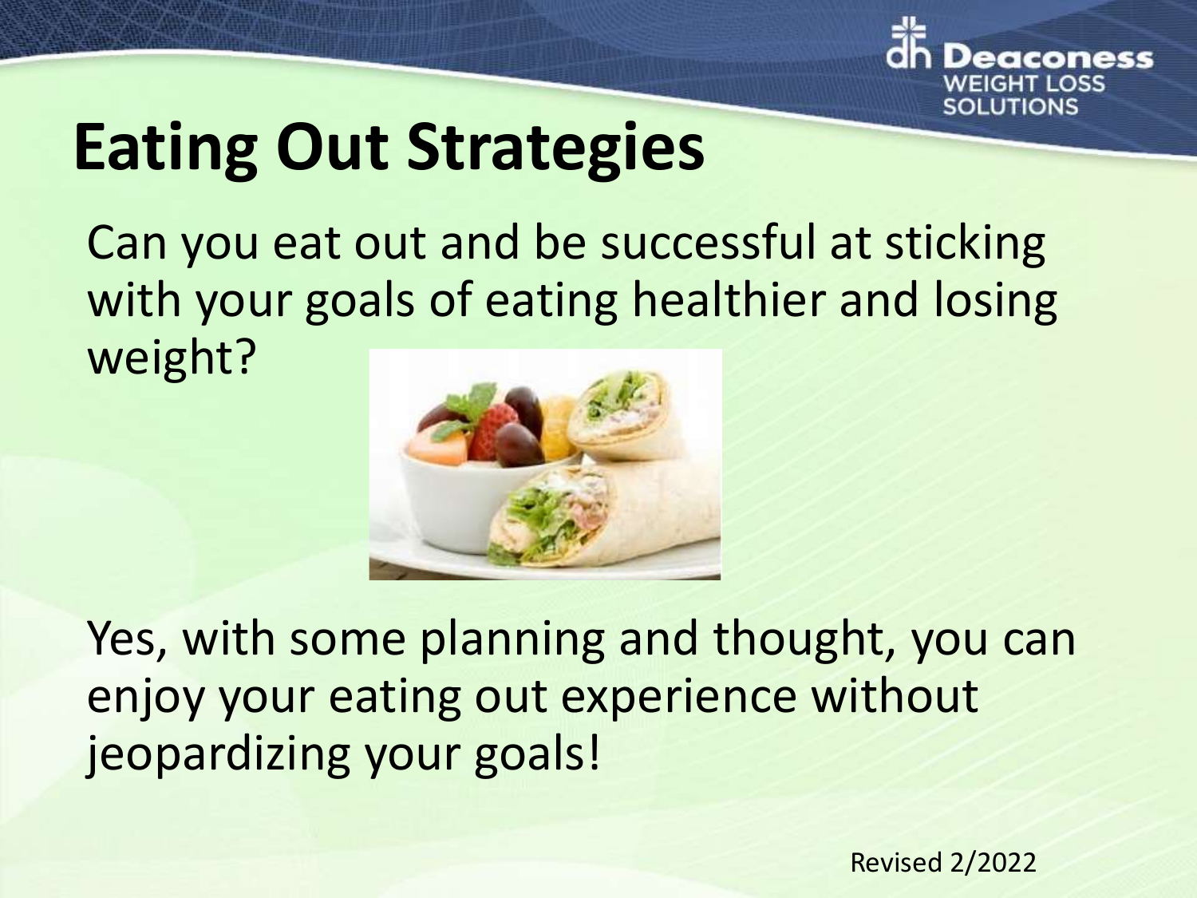# Eating Out Strategies

Can you eat out and be successful at sticking with your goals of eating healthier and losing weight?

Yes, with some planning and thought, you can enjoy your eating out experience without jeopardizing your goals!

Revised 2/2022